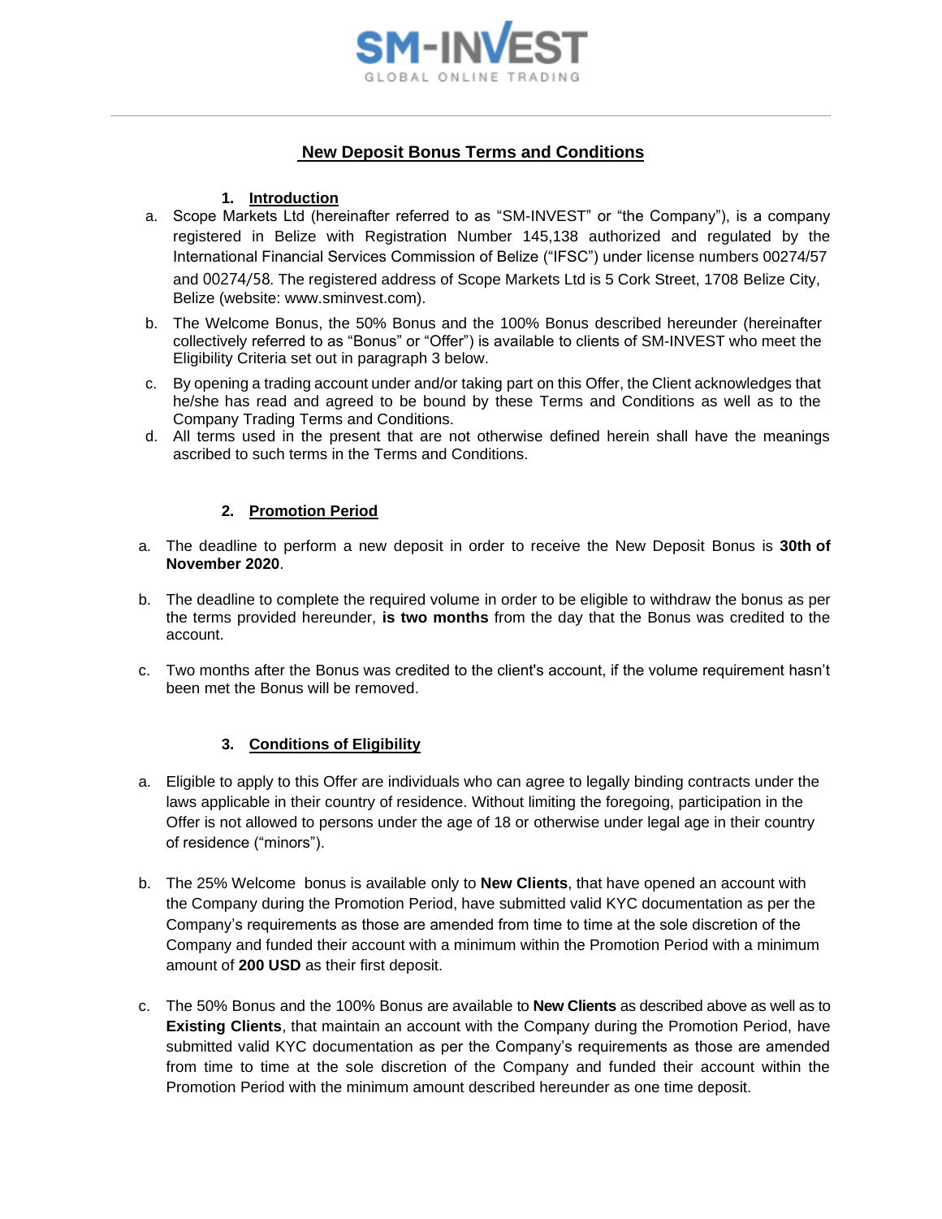SM-INVEST
GLOBAL ONLINE TRADING

# New Deposit Bonus Terms and Conditions

## 1. Introduction

a. Scope Markets Ltd (hereinafter referred to as "SM-INVEST" or "the Company"), is a company registered in Belize with Registration Number 145,138 authorized and regulated by the International Financial Services Commission of Belize ("IFSC") under license numbers 00274/57 and 00274/58. The registered address of Scope Markets Ltd is 5 Cork Street, 1708 Belize City, Belize (website: www.sminvest.com).

b. The Welcome Bonus, the 50% Bonus and the 100% Bonus described hereunder (hereinafter collectively referred to as "Bonus" or "Offer") is available to clients of SM-INVEST who meet the Eligibility Criteria set out in paragraph 3 below.

c. By opening a trading account under and/or taking part on this Offer, the Client acknowledges that he/she has read and agreed to be bound by these Terms and Conditions as well as to the Company Trading Terms and Conditions.

d. All terms used in the present that are not otherwise defined herein shall have the meanings ascribed to such terms in the Terms and Conditions.

## 2. Promotion Period

a. The deadline to perform a new deposit in order to receive the New Deposit Bonus is **30th of November 2020**.

b. The deadline to complete the required volume in order to be eligible to withdraw the bonus as per the terms provided hereunder, **is two months** from the day that the Bonus was credited to the account.

c. Two months after the Bonus was credited to the client's account, if the volume requirement hasn't been met the Bonus will be removed.

## 3. Conditions of Eligibility

a. Eligible to apply to this Offer are individuals who can agree to legally binding contracts under the laws applicable in their country of residence. Without limiting the foregoing, participation in the Offer is not allowed to persons under the age of 18 or otherwise under legal age in their country of residence ("minors").

b. The 25% Welcome bonus is available only to **New Clients**, that have opened an account with the Company during the Promotion Period, have submitted valid KYC documentation as per the Company's requirements as those are amended from time to time at the sole discretion of the Company and funded their account with a minimum within the Promotion Period with a minimum amount of **200 USD** as their first deposit.

c. The 50% Bonus and the 100% Bonus are available to **New Clients** as described above as well as to **Existing Clients**, that maintain an account with the Company during the Promotion Period, have submitted valid KYC documentation as per the Company's requirements as those are amended from time to time at the sole discretion of the Company and funded their account within the Promotion Period with the minimum amount described hereunder as one time deposit.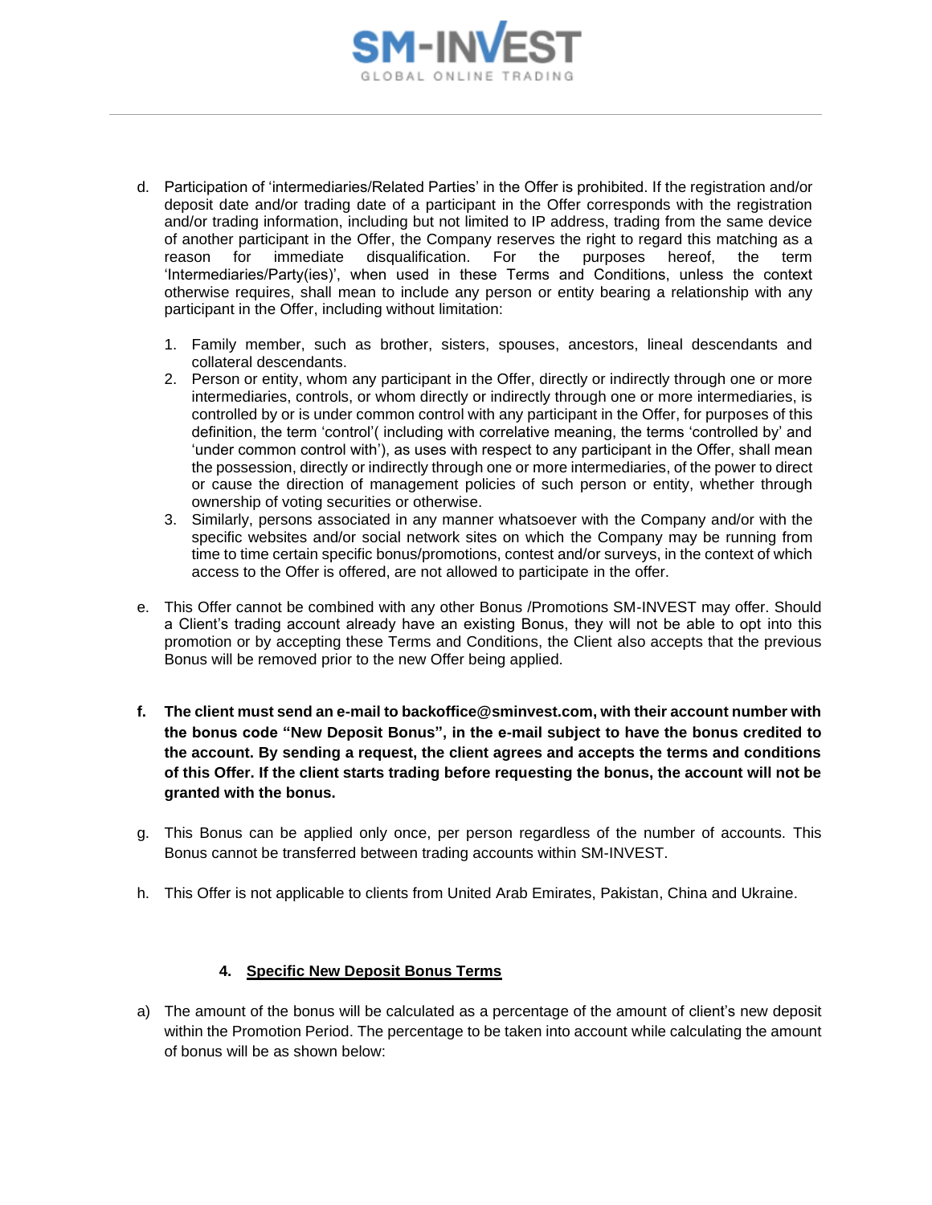d. Participation of 'intermediaries/Related Parties' in the Offer is prohibited. If the registration and/or deposit date and/or trading date of a participant in the Offer corresponds with the registration and/or trading information, including but not limited to IP address, trading from the same device of another participant in the Offer, the Company reserves the right to regard this matching as a reason for immediate disqualification. For the purposes hereof, the term 'Intermediaries/Party(ies)', when used in these Terms and Conditions, unless the context otherwise requires, shall mean to include any person or entity bearing a relationship with any participant in the Offer, including without limitation:

1. Family member, such as brother, sisters, spouses, ancestors, lineal descendants and collateral descendants.
2. Person or entity, whom any participant in the Offer, directly or indirectly through one or more intermediaries, controls, or whom directly or indirectly through one or more intermediaries, is controlled by or is under common control with any participant in the Offer, for purposes of this definition, the term 'control'( including with correlative meaning, the terms 'controlled by' and 'under common control with'), as uses with respect to any participant in the Offer, shall mean the possession, directly or indirectly through one or more intermediaries, of the power to direct or cause the direction of management policies of such person or entity, whether through ownership of voting securities or otherwise.
3. Similarly, persons associated in any manner whatsoever with the Company and/or with the specific websites and/or social network sites on which the Company may be running from time to time certain specific bonus/promotions, contest and/or surveys, in the context of which access to the Offer is offered, are not allowed to participate in the offer.

e. This Offer cannot be combined with any other Bonus /Promotions SM-INVEST may offer. Should a Client's trading account already have an existing Bonus, they will not be able to opt into this promotion or by accepting these Terms and Conditions, the Client also accepts that the previous Bonus will be removed prior to the new Offer being applied.

**f. The client must send an e-mail to backoffice@sminvest.com, with their account number with the bonus code "New Deposit Bonus", in the e-mail subject to have the bonus credited to the account. By sending a request, the client agrees and accepts the terms and conditions of this Offer. If the client starts trading before requesting the bonus, the account will not be granted with the bonus.**

g. This Bonus can be applied only once, per person regardless of the number of accounts. This Bonus cannot be transferred between trading accounts within SM-INVEST.

h. This Offer is not applicable to clients from United Arab Emirates, Pakistan, China and Ukraine.

## 4. Specific New Deposit Bonus Terms

a) The amount of the bonus will be calculated as a percentage of the amount of client's new deposit within the Promotion Period. The percentage to be taken into account while calculating the amount of bonus will be as shown below: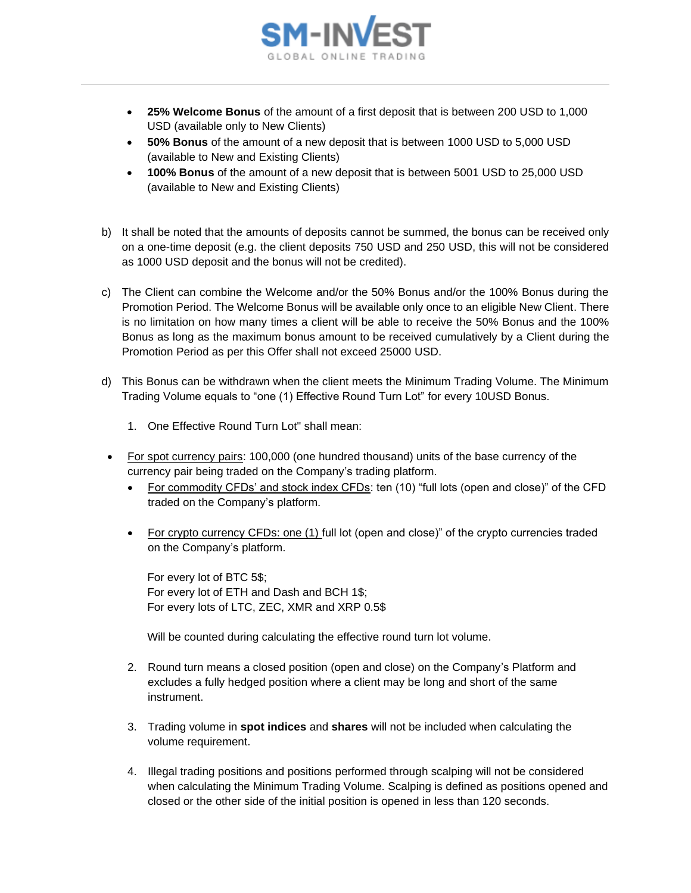- **25% Welcome Bonus** of the amount of a first deposit that is between 200 USD to 1,000 USD (available only to New Clients)
- **50% Bonus** of the amount of a new deposit that is between 1000 USD to 5,000 USD (available to New and Existing Clients)
- **100% Bonus** of the amount of a new deposit that is between 5001 USD to 25,000 USD (available to New and Existing Clients)

b) It shall be noted that the amounts of deposits cannot be summed, the bonus can be received only on a one-time deposit (e.g. the client deposits 750 USD and 250 USD, this will not be considered as 1000 USD deposit and the bonus will not be credited).

c) The Client can combine the Welcome and/or the 50% Bonus and/or the 100% Bonus during the Promotion Period. The Welcome Bonus will be available only once to an eligible New Client. There is no limitation on how many times a client will be able to receive the 50% Bonus and the 100% Bonus as long as the maximum bonus amount to be received cumulatively by a Client during the Promotion Period as per this Offer shall not exceed 25000 USD.

d) This Bonus can be withdrawn when the client meets the Minimum Trading Volume. The Minimum Trading Volume equals to "one (1) Effective Round Turn Lot" for every 10USD Bonus.

1. One Effective Round Turn Lot" shall mean:

- For spot currency pairs: 100,000 (one hundred thousand) units of the base currency of the currency pair being traded on the Company's trading platform.
  - For commodity CFDs' and stock index CFDs: ten (10) "full lots (open and close)" of the CFD traded on the Company's platform.
  - For crypto currency CFDs: one (1) full lot (open and close)" of the crypto currencies traded on the Company's platform.

    For every lot of BTC 5$;
    For every lot of ETH and Dash and BCH 1$;
    For every lots of LTC, ZEC, XMR and XRP 0.5$

    Will be counted during calculating the effective round turn lot volume.

2. Round turn means a closed position (open and close) on the Company's Platform and excludes a fully hedged position where a client may be long and short of the same instrument.

3. Trading volume in **spot indices** and **shares** will not be included when calculating the volume requirement.

4. Illegal trading positions and positions performed through scalping will not be considered when calculating the Minimum Trading Volume. Scalping is defined as positions opened and closed or the other side of the initial position is opened in less than 120 seconds.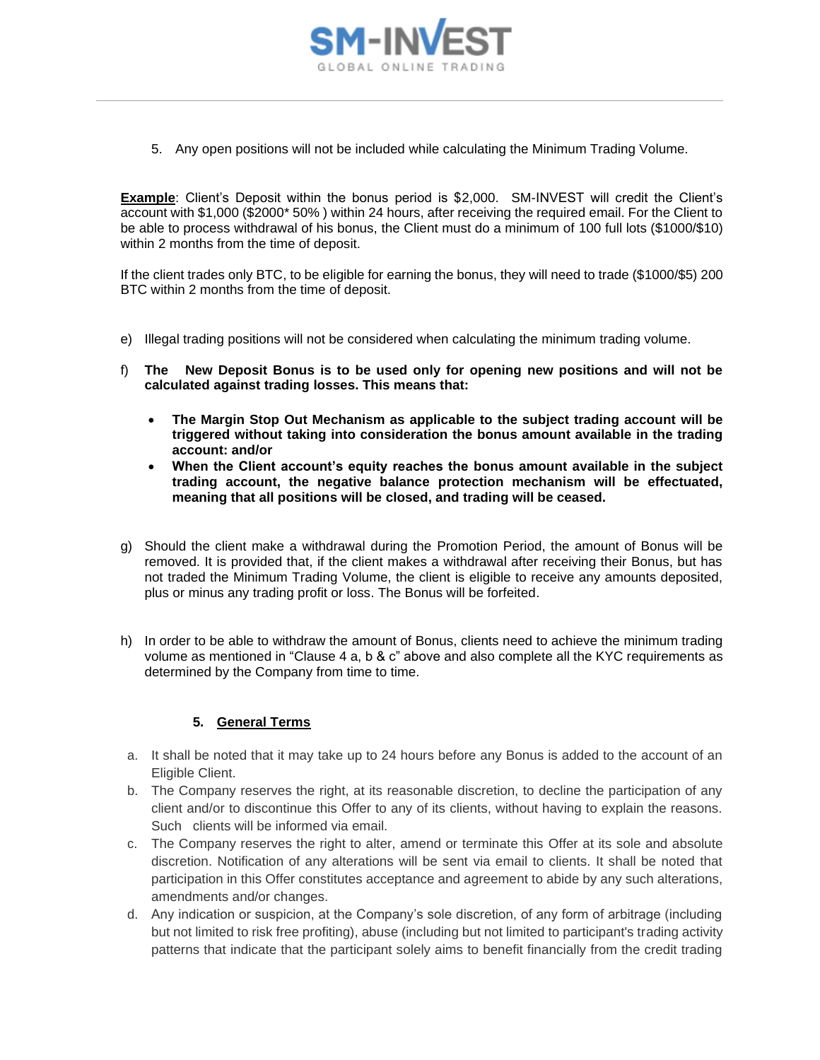5. Any open positions will not be included while calculating the Minimum Trading Volume.

**Example**: Client's Deposit within the bonus period is $2,000. SM-INVEST will credit the Client's account with $1,000 ($2000* 50% ) within 24 hours, after receiving the required email. For the Client to be able to process withdrawal of his bonus, the Client must do a minimum of 100 full lots ($1000/$10) within 2 months from the time of deposit.

If the client trades only BTC, to be eligible for earning the bonus, they will need to trade ($1000/$5) 200 BTC within 2 months from the time of deposit.

e) Illegal trading positions will not be considered when calculating the minimum trading volume.

f) **The New Deposit Bonus is to be used only for opening new positions and will not be calculated against trading losses. This means that:**

- **The Margin Stop Out Mechanism as applicable to the subject trading account will be triggered without taking into consideration the bonus amount available in the trading account: and/or**
- **When the Client account's equity reaches the bonus amount available in the subject trading account, the negative balance protection mechanism will be effectuated, meaning that all positions will be closed, and trading will be ceased.**

g) Should the client make a withdrawal during the Promotion Period, the amount of Bonus will be removed. It is provided that, if the client makes a withdrawal after receiving their Bonus, but has not traded the Minimum Trading Volume, the client is eligible to receive any amounts deposited, plus or minus any trading profit or loss. The Bonus will be forfeited.

h) In order to be able to withdraw the amount of Bonus, clients need to achieve the minimum trading volume as mentioned in "Clause 4 a, b & c" above and also complete all the KYC requirements as determined by the Company from time to time.

## 5. General Terms

a. It shall be noted that it may take up to 24 hours before any Bonus is added to the account of an Eligible Client.

b. The Company reserves the right, at its reasonable discretion, to decline the participation of any client and/or to discontinue this Offer to any of its clients, without having to explain the reasons. Such clients will be informed via email.

c. The Company reserves the right to alter, amend or terminate this Offer at its sole and absolute discretion. Notification of any alterations will be sent via email to clients. It shall be noted that participation in this Offer constitutes acceptance and agreement to abide by any such alterations, amendments and/or changes.

d. Any indication or suspicion, at the Company's sole discretion, of any form of arbitrage (including but not limited to risk free profiting), abuse (including but not limited to participant's trading activity patterns that indicate that the participant solely aims to benefit financially from the credit trading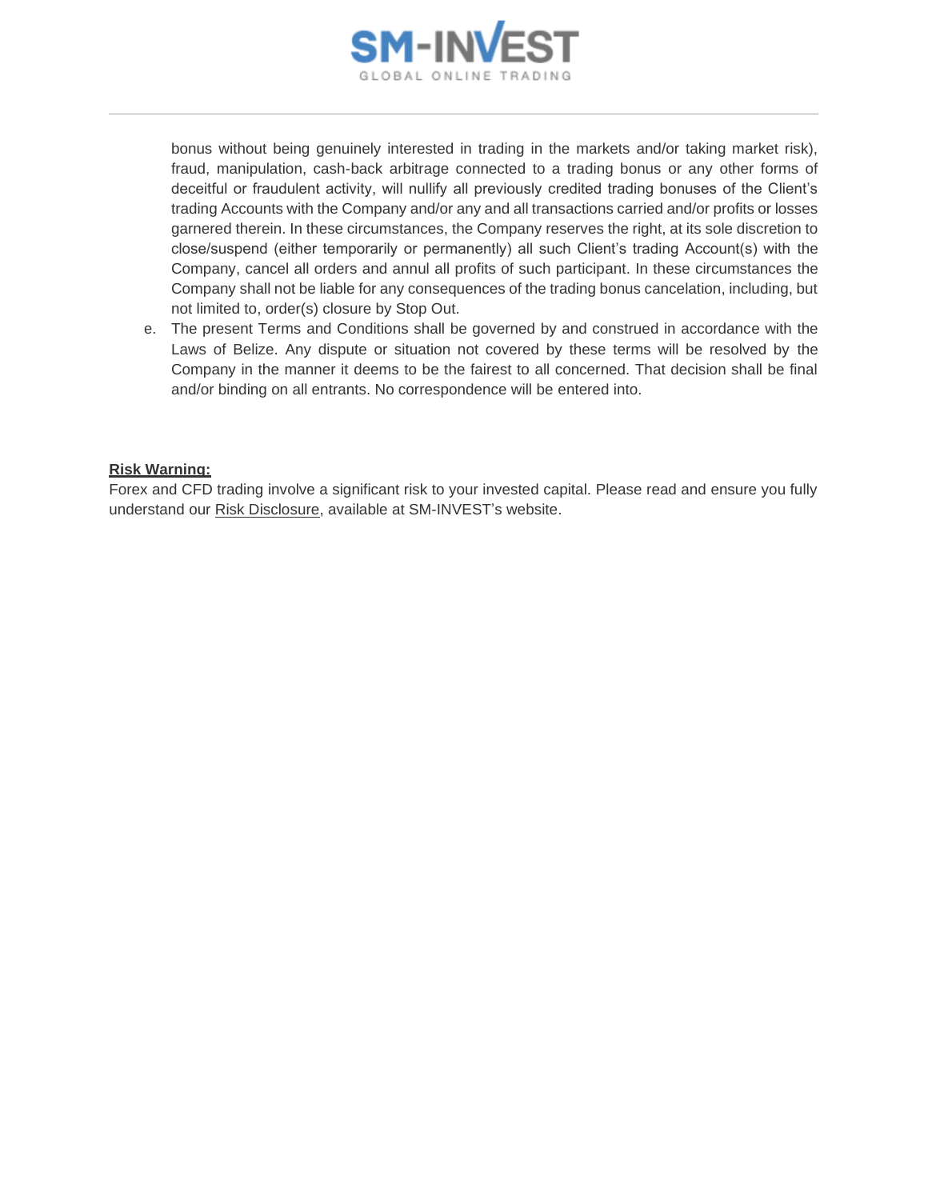bonus without being genuinely interested in trading in the markets and/or taking market risk), fraud, manipulation, cash-back arbitrage connected to a trading bonus or any other forms of deceitful or fraudulent activity, will nullify all previously credited trading bonuses of the Client's trading Accounts with the Company and/or any and all transactions carried and/or profits or losses garnered therein. In these circumstances, the Company reserves the right, at its sole discretion to close/suspend (either temporarily or permanently) all such Client's trading Account(s) with the Company, cancel all orders and annul all profits of such participant. In these circumstances the Company shall not be liable for any consequences of the trading bonus cancelation, including, but not limited to, order(s) closure by Stop Out.

e. The present Terms and Conditions shall be governed by and construed in accordance with the Laws of Belize. Any dispute or situation not covered by these terms will be resolved by the Company in the manner it deems to be the fairest to all concerned. That decision shall be final and/or binding on all entrants. No correspondence will be entered into.

**Risk Warning:**

Forex and CFD trading involve a significant risk to your invested capital. Please read and ensure you fully understand our Risk Disclosure, available at SM-INVEST's website.